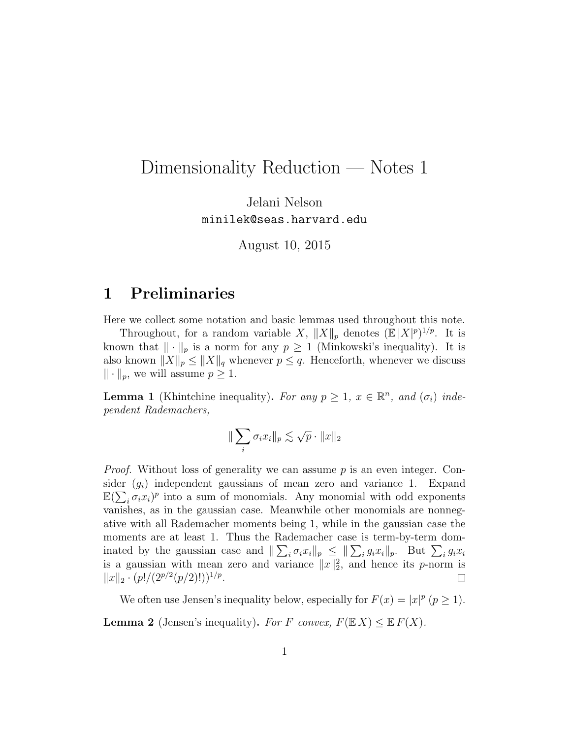# Dimensionality Reduction — Notes 1

Jelani Nelson
minilek@seas.harvard.edu

August 10, 2015

## 1 Preliminaries

Here we collect some notation and basic lemmas used throughout this note.

Throughout, for a random variable $X$, $\|X\|_p$ denotes $(\mathbb{E}\,|X|^p)^{1/p}$. It is known that $\|\cdot\|_p$ is a norm for any $p \geq 1$ (Minkowski's inequality). It is also known $\|X\|_p \leq \|X\|_q$ whenever $p \leq q$. Henceforth, whenever we discuss $\|\cdot\|_p$, we will assume $p \geq 1$.

**Lemma 1** (Khintchine inequality). *For any $p \geq 1$, $x \in \mathbb{R}^n$, and $(\sigma_i)$ independent Rademachers,*

$$\|\sum_i \sigma_i x_i\|_p \lesssim \sqrt{p} \cdot \|x\|_2$$

*Proof.* Without loss of generality we can assume $p$ is an even integer. Consider $(g_i)$ independent gaussians of mean zero and variance 1. Expand $\mathbb{E}(\sum_i \sigma_i x_i)^p$ into a sum of monomials. Any monomial with odd exponents vanishes, as in the gaussian case. Meanwhile other monomials are nonnegative with all Rademacher moments being 1, while in the gaussian case the moments are at least 1. Thus the Rademacher case is term-by-term dominated by the gaussian case and $\|\sum_i \sigma_i x_i\|_p \leq \|\sum_i g_i x_i\|_p$. But $\sum_i g_i x_i$ is a gaussian with mean zero and variance $\|x\|_2^2$, and hence its $p$-norm is $\|x\|_2 \cdot (p!/(2^{p/2}(p/2)!))^{1/p}$. $\square$

We often use Jensen's inequality below, especially for $F(x) = |x|^p$ ($p \geq 1$).

**Lemma 2** (Jensen's inequality). *For $F$ convex, $F(\mathbb{E}\,X) \leq \mathbb{E}\,F(X)$.*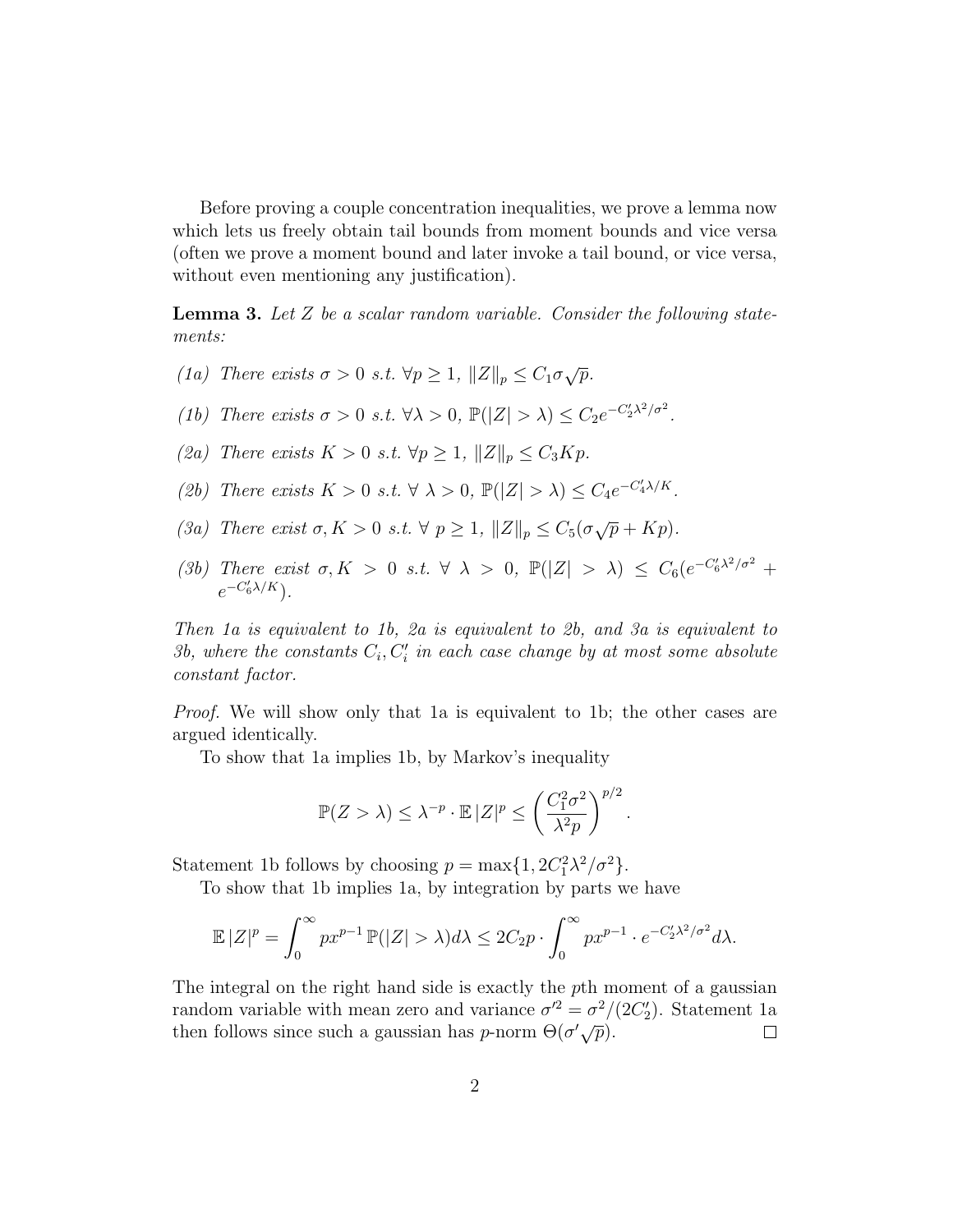Before proving a couple concentration inequalities, we prove a lemma now which lets us freely obtain tail bounds from moment bounds and vice versa (often we prove a moment bound and later invoke a tail bound, or vice versa, without even mentioning any justification).

**Lemma 3.** *Let $Z$ be a scalar random variable. Consider the following statements:*

- *(1a) There exists $\sigma > 0$ s.t. $\forall p \geq 1$, $\|Z\|_p \leq C_1 \sigma \sqrt{p}$.*
- *(1b) There exists $\sigma > 0$ s.t. $\forall \lambda > 0$, $\mathbb{P}(|Z| > \lambda) \leq C_2 e^{-C_2' \lambda^2/\sigma^2}$.*
- *(2a) There exists $K > 0$ s.t. $\forall p \geq 1$, $\|Z\|_p \leq C_3 K p$.*
- *(2b) There exists $K > 0$ s.t. $\forall\ \lambda > 0$, $\mathbb{P}(|Z| > \lambda) \leq C_4 e^{-C_4' \lambda/K}$.*
- *(3a) There exist $\sigma, K > 0$ s.t. $\forall\ p \geq 1$, $\|Z\|_p \leq C_5(\sigma\sqrt{p} + Kp)$.*
- *(3b) There exist $\sigma, K > 0$ s.t. $\forall\ \lambda > 0$, $\mathbb{P}(|Z| > \lambda) \leq C_6(e^{-C_6'\lambda^2/\sigma^2} + e^{-C_6'\lambda/K})$.*

*Then 1a is equivalent to 1b, 2a is equivalent to 2b, and 3a is equivalent to 3b, where the constants $C_i, C_i'$ in each case change by at most some absolute constant factor.*

*Proof.* We will show only that 1a is equivalent to 1b; the other cases are argued identically.

To show that 1a implies 1b, by Markov's inequality

$$\mathbb{P}(Z > \lambda) \leq \lambda^{-p} \cdot \mathbb{E}\,|Z|^p \leq \left(\frac{C_1^2 \sigma^2}{\lambda^2 p}\right)^{p/2}.$$

Statement 1b follows by choosing $p = \max\{1, 2C_1^2\lambda^2/\sigma^2\}$.

To show that 1b implies 1a, by integration by parts we have

$$\mathbb{E}\,|Z|^p = \int_0^\infty px^{p-1}\,\mathbb{P}(|Z| > \lambda) d\lambda \leq 2C_2 p \cdot \int_0^\infty px^{p-1} \cdot e^{-C_2'\lambda^2/\sigma^2} d\lambda.$$

The integral on the right hand side is exactly the $p$th moment of a gaussian random variable with mean zero and variance $\sigma'^2 = \sigma^2/(2C_2')$. Statement 1a then follows since such a gaussian has $p$-norm $\Theta(\sigma'\sqrt{p})$. $\square$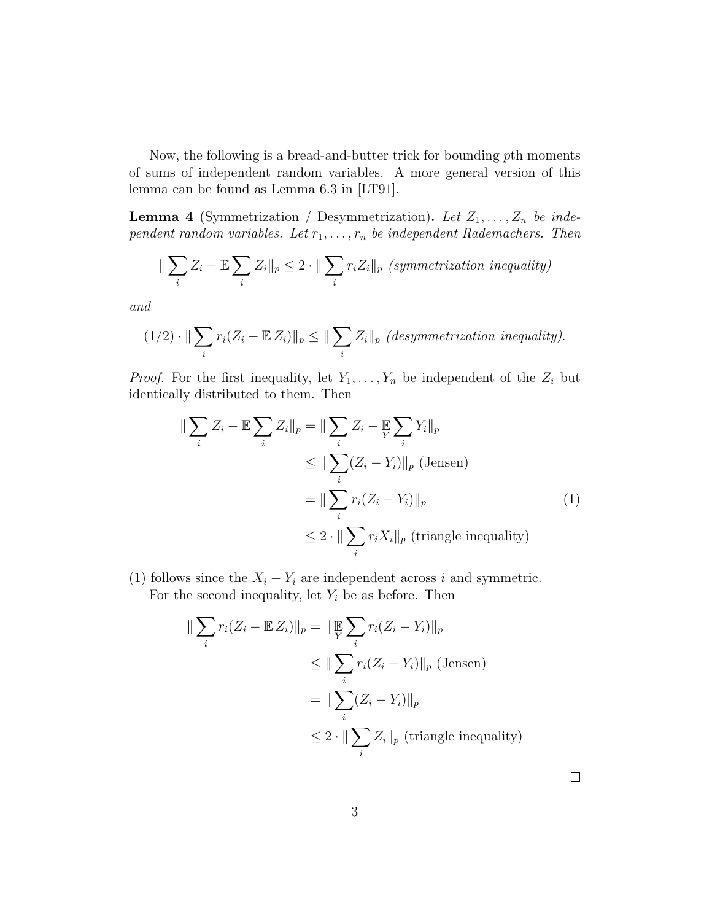Now, the following is a bread-and-butter trick for bounding $p$th moments of sums of independent random variables. A more general version of this lemma can be found as Lemma 6.3 in [LT91].

**Lemma 4** (Symmetrization / Desymmetrization)**.** *Let $Z_1, \ldots, Z_n$ be independent random variables. Let $r_1, \ldots, r_n$ be independent Rademachers. Then*

$$\|\sum_i Z_i - \mathbb{E}\sum_i Z_i\|_p \le 2 \cdot \|\sum_i r_i Z_i\|_p \text{ (symmetrization inequality)}$$

*and*

$$(1/2) \cdot \|\sum_i r_i(Z_i - \mathbb{E}\, Z_i)\|_p \le \|\sum_i Z_i\|_p \text{ (desymmetrization inequality).}$$

*Proof.* For the first inequality, let $Y_1, \ldots, Y_n$ be independent of the $Z_i$ but identically distributed to them. Then

$$\begin{aligned}
\|\sum_i Z_i - \mathbb{E}\sum_i Z_i\|_p &= \|\sum_i Z_i - \mathop{\mathbb{E}}_{Y}\sum_i Y_i\|_p \\
&\le \|\sum_i (Z_i - Y_i)\|_p \text{ (Jensen)} \\
&= \|\sum_i r_i(Z_i - Y_i)\|_p \qquad (1) \\
&\le 2 \cdot \|\sum_i r_i X_i\|_p \text{ (triangle inequality)}
\end{aligned}$$

(1) follows since the $X_i - Y_i$ are independent across $i$ and symmetric.

For the second inequality, let $Y_i$ be as before. Then

$$\begin{aligned}
\|\sum_i r_i(Z_i - \mathbb{E}\, Z_i)\|_p &= \|\mathop{\mathbb{E}}_{Y}\sum_i r_i(Z_i - Y_i)\|_p \\
&\le \|\sum_i r_i(Z_i - Y_i)\|_p \text{ (Jensen)} \\
&= \|\sum_i (Z_i - Y_i)\|_p \\
&\le 2 \cdot \|\sum_i Z_i\|_p \text{ (triangle inequality)}
\end{aligned}$$

□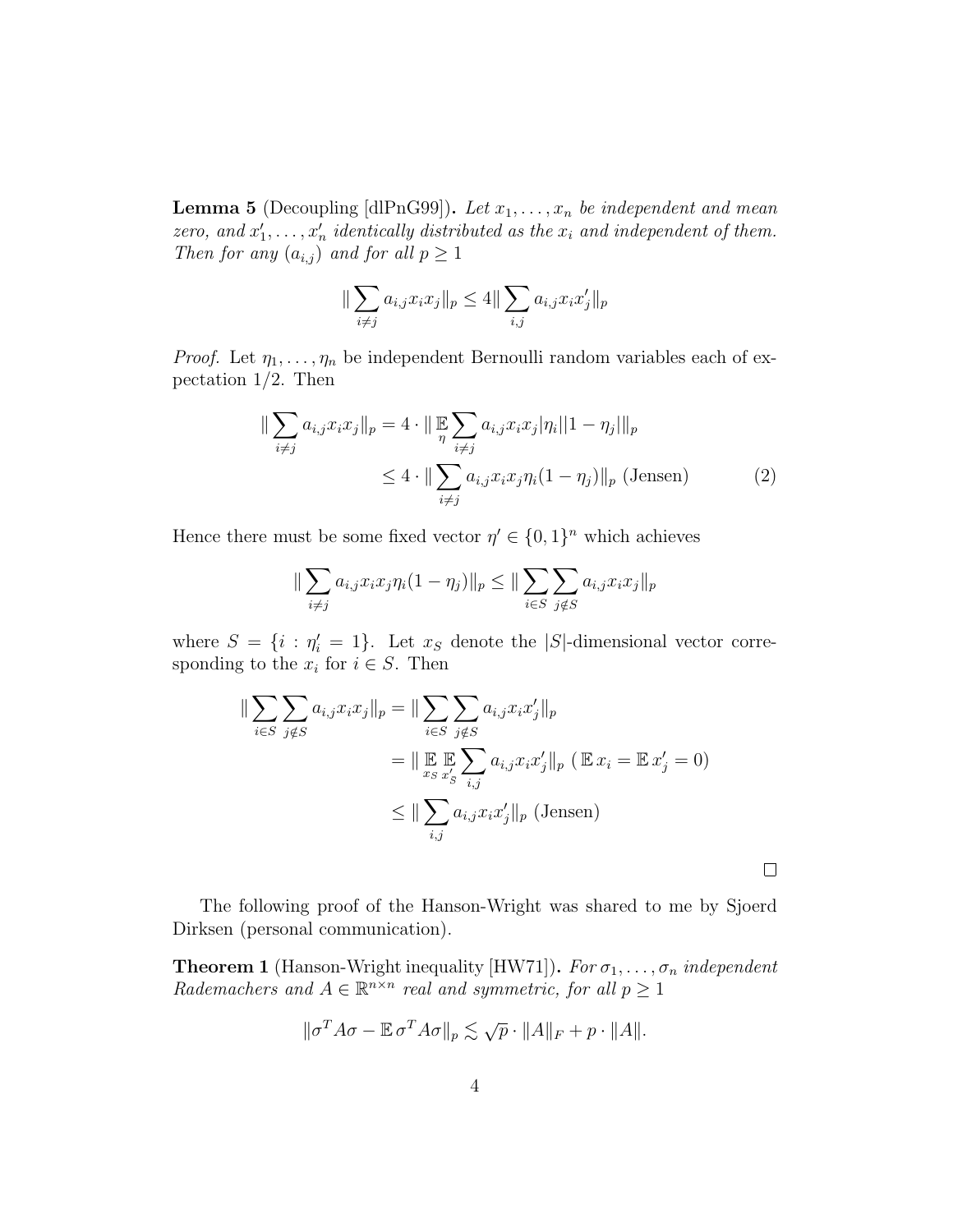**Lemma 5** (Decoupling [dlPnG99]). *Let $x_1, \ldots, x_n$ be independent and mean zero, and $x'_1, \ldots, x'_n$ identically distributed as the $x_i$ and independent of them. Then for any $(a_{i,j})$ and for all $p \ge 1$*

$$\|\sum_{i \neq j} a_{i,j} x_i x_j\|_p \le 4 \|\sum_{i,j} a_{i,j} x_i x'_j\|_p$$

*Proof.* Let $\eta_1, \ldots, \eta_n$ be independent Bernoulli random variables each of expectation $1/2$. Then

$$\begin{aligned}
\|\sum_{i \neq j} a_{i,j} x_i x_j\|_p &= 4 \cdot \| \mathop{\mathbb{E}}_{\eta} \sum_{i \neq j} a_{i,j} x_i x_j |\eta_i||1 - \eta_j| \|_p \\
&\le 4 \cdot \|\sum_{i \neq j} a_{i,j} x_i x_j \eta_i (1 - \eta_j)\|_p \text{ (Jensen)} \qquad (2)
\end{aligned}$$

Hence there must be some fixed vector $\eta' \in \{0, 1\}^n$ which achieves

$$\|\sum_{i \neq j} a_{i,j} x_i x_j \eta_i (1 - \eta_j)\|_p \le \|\sum_{i \in S} \sum_{j \notin S} a_{i,j} x_i x_j\|_p$$

where $S = \{i : \eta'_i = 1\}$. Let $x_S$ denote the $|S|$-dimensional vector corresponding to the $x_i$ for $i \in S$. Then

$$\begin{aligned}
\|\sum_{i \in S} \sum_{j \notin S} a_{i,j} x_i x_j\|_p &= \|\sum_{i \in S} \sum_{j \notin S} a_{i,j} x_i x'_j\|_p \\
&= \| \mathop{\mathbb{E}}_{x_S} \mathop{\mathbb{E}}_{x'_S} \sum_{i,j} a_{i,j} x_i x'_j \|_p \; (\mathbb{E}\, x_i = \mathbb{E}\, x'_j = 0) \\
&\le \|\sum_{i,j} a_{i,j} x_i x'_j\|_p \text{ (Jensen)}
\end{aligned}$$

□

The following proof of the Hanson-Wright was shared to me by Sjoerd Dirksen (personal communication).

**Theorem 1** (Hanson-Wright inequality [HW71]). *For $\sigma_1, \ldots, \sigma_n$ independent Rademachers and $A \in \mathbb{R}^{n \times n}$ real and symmetric, for all $p \ge 1$*

$$\|\sigma^T A \sigma - \mathbb{E}\, \sigma^T A \sigma\|_p \lesssim \sqrt{p} \cdot \|A\|_F + p \cdot \|A\|.$$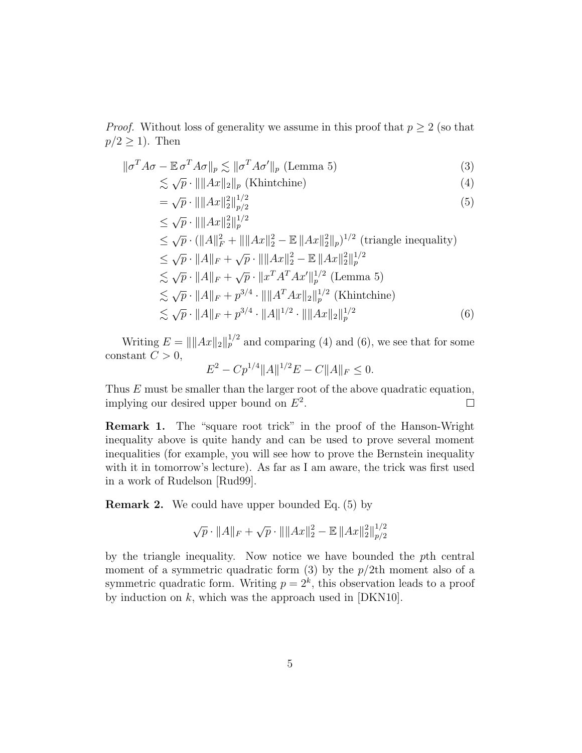*Proof.* Without loss of generality we assume in this proof that $p \geq 2$ (so that $p/2 \geq 1$). Then

$$
\begin{aligned}
\|\sigma^T A\sigma - \mathbb{E}\,\sigma^T A\sigma\|_p &\lesssim \|\sigma^T A\sigma'\|_p \text{ (Lemma 5)} && (3)\\
&\lesssim \sqrt{p}\cdot \|\|Ax\|_2\|_p \text{ (Khintchine)} && (4)\\
&= \sqrt{p}\cdot \|\|Ax\|_2^2\|_{p/2}^{1/2} && (5)\\
&\leq \sqrt{p}\cdot \|\|Ax\|_2^2\|_p^{1/2} \\
&\leq \sqrt{p}\cdot (\|A\|_F^2 + \|\|Ax\|_2^2 - \mathbb{E}\,\|Ax\|_2^2\|_p)^{1/2} \text{ (triangle inequality)} \\
&\leq \sqrt{p}\cdot \|A\|_F + \sqrt{p}\cdot \|\|Ax\|_2^2 - \mathbb{E}\,\|Ax\|_2^2\|_p^{1/2} \\
&\lesssim \sqrt{p}\cdot \|A\|_F + \sqrt{p}\cdot \|x^T A^T A x'\|_p^{1/2} \text{ (Lemma 5)} \\
&\lesssim \sqrt{p}\cdot \|A\|_F + p^{3/4}\cdot \|\|A^T A x\|_2\|_p^{1/2} \text{ (Khintchine)} \\
&\lesssim \sqrt{p}\cdot \|A\|_F + p^{3/4}\cdot \|A\|^{1/2}\cdot \|\|Ax\|_2\|_p^{1/2} && (6)
\end{aligned}
$$

Writing $E = \|\|Ax\|_2\|_p^{1/2}$ and comparing (4) and (6), we see that for some constant $C > 0$,

$$E^2 - Cp^{1/4}\|A\|^{1/2}E - C\|A\|_F \leq 0.$$

Thus $E$ must be smaller than the larger root of the above quadratic equation, implying our desired upper bound on $E^2$. □

**Remark 1.** The "square root trick" in the proof of the Hanson-Wright inequality above is quite handy and can be used to prove several moment inequalities (for example, you will see how to prove the Bernstein inequality with it in tomorrow's lecture). As far as I am aware, the trick was first used in a work of Rudelson [Rud99].

**Remark 2.** We could have upper bounded Eq. (5) by

$$\sqrt{p}\cdot \|A\|_F + \sqrt{p}\cdot \|\|Ax\|_2^2 - \mathbb{E}\,\|Ax\|_2^2\|_{p/2}^{1/2}$$

by the triangle inequality. Now notice we have bounded the $p$th central moment of a symmetric quadratic form (3) by the $p/2$th moment also of a symmetric quadratic form. Writing $p = 2^k$, this observation leads to a proof by induction on $k$, which was the approach used in [DKN10].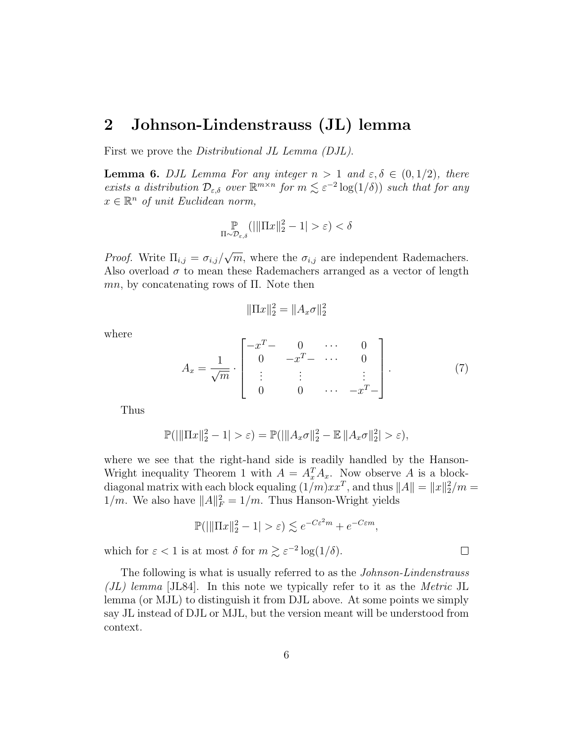## 2 Johnson-Lindenstrauss (JL) lemma

First we prove the *Distributional JL Lemma (DJL)*.

**Lemma 6.** *DJL Lemma For any integer $n > 1$ and $\varepsilon, \delta \in (0, 1/2)$, there exists a distribution $\mathcal{D}_{\varepsilon,\delta}$ over $\mathbb{R}^{m \times n}$ for $m \lesssim \varepsilon^{-2} \log(1/\delta))$ such that for any $x \in \mathbb{R}^n$ of unit Euclidean norm,*

$$\mathop{\mathbb{P}}_{\Pi \sim \mathcal{D}_{\varepsilon,\delta}}(|\|\Pi x\|_2^2 - 1| > \varepsilon) < \delta$$

*Proof.* Write $\Pi_{i,j} = \sigma_{i,j}/\sqrt{m}$, where the $\sigma_{i,j}$ are independent Rademachers. Also overload $\sigma$ to mean these Rademachers arranged as a vector of length $mn$, by concatenating rows of $\Pi$. Note then

$$\|\Pi x\|_2^2 = \|A_x \sigma\|_2^2$$

where

$$A_x = \frac{1}{\sqrt{m}} \cdot \begin{bmatrix} -x^T- & 0 & \cdots & 0 \\ 0 & -x^T- & \cdots & 0 \\ \vdots & \vdots & & \vdots \\ 0 & 0 & \cdots & -x^T- \end{bmatrix}. \tag{7}$$

Thus

$$\mathbb{P}(|\|\Pi x\|_2^2 - 1| > \varepsilon) = \mathbb{P}(|\|A_x \sigma\|_2^2 - \mathbb{E}\,\|A_x \sigma\|_2^2| > \varepsilon),$$

where we see that the right-hand side is readily handled by the Hanson-Wright inequality Theorem 1 with $A = A_x^T A_x$. Now observe $A$ is a block-diagonal matrix with each block equaling $(1/m)xx^T$, and thus $\|A\| = \|x\|_2^2/m = 1/m$. We also have $\|A\|_F^2 = 1/m$. Thus Hanson-Wright yields

$$\mathbb{P}(|\|\Pi x\|_2^2 - 1| > \varepsilon) \lesssim e^{-C\varepsilon^2 m} + e^{-C\varepsilon m},$$

which for $\varepsilon < 1$ is at most $\delta$ for $m \gtrsim \varepsilon^{-2} \log(1/\delta)$. □

The following is what is usually referred to as the *Johnson-Lindenstrauss (JL) lemma* [JL84]. In this note we typically refer to it as the *Metric* JL lemma (or MJL) to distinguish it from DJL above. At some points we simply say JL instead of DJL or MJL, but the version meant will be understood from context.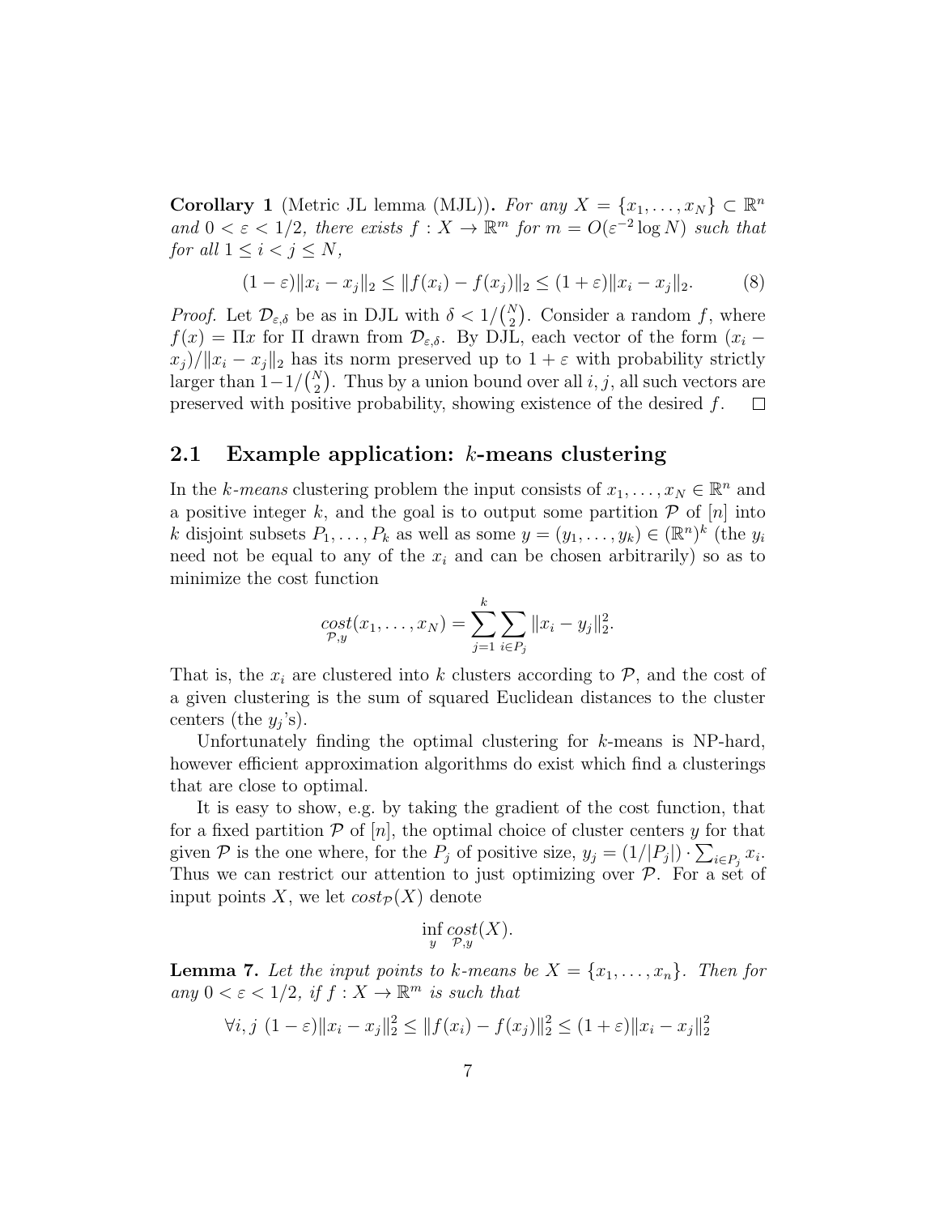**Corollary 1** (Metric JL lemma (MJL))**.** *For any $X = \{x_1, \ldots, x_N\} \subset \mathbb{R}^n$ and $0 < \varepsilon < 1/2$, there exists $f : X \to \mathbb{R}^m$ for $m = O(\varepsilon^{-2} \log N)$ such that for all $1 \le i < j \le N$,*

$$(1 - \varepsilon)\|x_i - x_j\|_2 \le \|f(x_i) - f(x_j)\|_2 \le (1 + \varepsilon)\|x_i - x_j\|_2. \tag{8}$$

*Proof.* Let $\mathcal{D}_{\varepsilon,\delta}$ be as in DJL with $\delta < 1/\binom{N}{2}$. Consider a random $f$, where $f(x) = \Pi x$ for $\Pi$ drawn from $\mathcal{D}_{\varepsilon,\delta}$. By DJL, each vector of the form $(x_i - x_j)/\|x_i - x_j\|_2$ has its norm preserved up to $1 + \varepsilon$ with probability strictly larger than $1 - 1/\binom{N}{2}$. Thus by a union bound over all $i, j$, all such vectors are preserved with positive probability, showing existence of the desired $f$. □

## 2.1 Example application: $k$-means clustering

In the *$k$-means* clustering problem the input consists of $x_1, \ldots, x_N \in \mathbb{R}^n$ and a positive integer $k$, and the goal is to output some partition $\mathcal{P}$ of $[n]$ into $k$ disjoint subsets $P_1, \ldots, P_k$ as well as some $y = (y_1, \ldots, y_k) \in (\mathbb{R}^n)^k$ (the $y_i$ need not be equal to any of the $x_i$ and can be chosen arbitrarily) so as to minimize the cost function

$$\underset{\mathcal{P},y}{cost}(x_1, \ldots, x_N) = \sum_{j=1}^{k} \sum_{i \in P_j} \|x_i - y_j\|_2^2.$$

That is, the $x_i$ are clustered into $k$ clusters according to $\mathcal{P}$, and the cost of a given clustering is the sum of squared Euclidean distances to the cluster centers (the $y_j$'s).

Unfortunately finding the optimal clustering for $k$-means is NP-hard, however efficient approximation algorithms do exist which find a clusterings that are close to optimal.

It is easy to show, e.g. by taking the gradient of the cost function, that for a fixed partition $\mathcal{P}$ of $[n]$, the optimal choice of cluster centers $y$ for that given $\mathcal{P}$ is the one where, for the $P_j$ of positive size, $y_j = (1/|P_j|) \cdot \sum_{i \in P_j} x_i$. Thus we can restrict our attention to just optimizing over $\mathcal{P}$. For a set of input points $X$, we let $cost_{\mathcal{P}}(X)$ denote

$$\inf_{y} \underset{\mathcal{P},y}{cost}(X).$$

**Lemma 7.** *Let the input points to $k$-means be $X = \{x_1, \ldots, x_n\}$. Then for any $0 < \varepsilon < 1/2$, if $f : X \to \mathbb{R}^m$ is such that*

$$\forall i, j \ (1 - \varepsilon)\|x_i - x_j\|_2^2 \le \|f(x_i) - f(x_j)\|_2^2 \le (1 + \varepsilon)\|x_i - x_j\|_2^2$$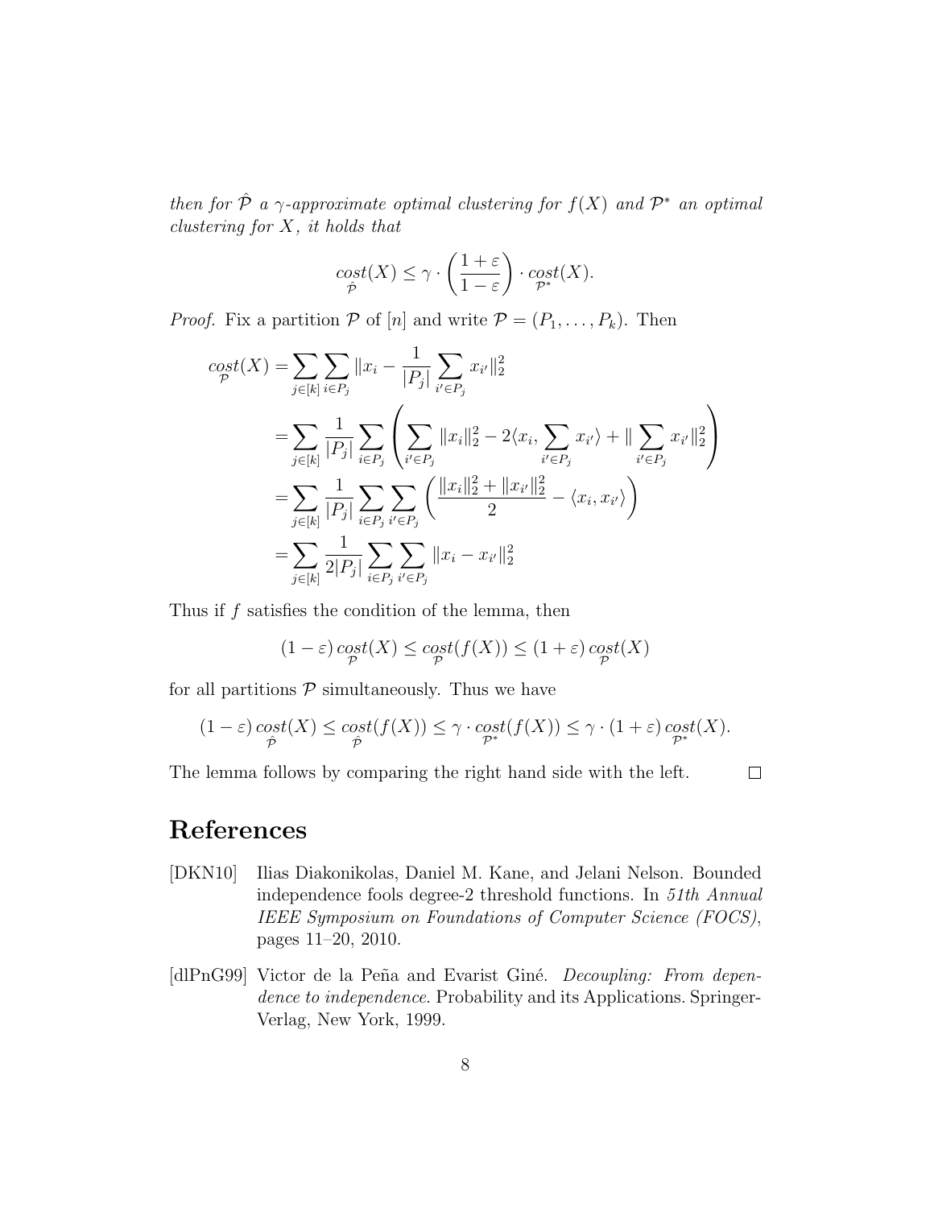*then for $\hat{\mathcal{P}}$ a $\gamma$-approximate optimal clustering for $f(X)$ and $\mathcal{P}^*$ an optimal clustering for $X$, it holds that*

$$\underset{\hat{\mathcal{P}}}{cost}(X) \leq \gamma \cdot \left(\frac{1+\varepsilon}{1-\varepsilon}\right) \cdot \underset{\mathcal{P}^*}{cost}(X).$$

*Proof.* Fix a partition $\mathcal{P}$ of $[n]$ and write $\mathcal{P} = (P_1, \dots, P_k)$. Then

$$\begin{aligned}
\underset{\mathcal{P}}{cost}(X) &= \sum_{j\in[k]} \sum_{i \in P_j} \|x_i - \frac{1}{|P_j|}\sum_{i' \in P_j} x_{i'}\|_2^2 \\
&= \sum_{j\in[k]} \frac{1}{|P_j|} \sum_{i \in P_j} \left( \sum_{i' \in P_j} \|x_i\|_2^2 - 2\langle x_i, \sum_{i'\in P_j} x_{i'}\rangle + \|\sum_{i'\in P_j} x_{i'}\|_2^2 \right) \\
&= \sum_{j\in[k]} \frac{1}{|P_j|} \sum_{i \in P_j} \sum_{i' \in P_j} \left( \frac{\|x_i\|_2^2 + \|x_{i'}\|_2^2}{2} - \langle x_i, x_{i'}\rangle \right) \\
&= \sum_{j\in[k]} \frac{1}{2|P_j|} \sum_{i \in P_j} \sum_{i' \in P_j} \|x_i - x_{i'}\|_2^2
\end{aligned}$$

Thus if $f$ satisfies the condition of the lemma, then

$$(1-\varepsilon)\underset{\mathcal{P}}{cost}(X) \leq \underset{\mathcal{P}}{cost}(f(X)) \leq (1+\varepsilon)\underset{\mathcal{P}}{cost}(X)$$

for all partitions $\mathcal{P}$ simultaneously. Thus we have

$$(1-\varepsilon)\underset{\hat{\mathcal{P}}}{cost}(X) \leq \underset{\hat{\mathcal{P}}}{cost}(f(X)) \leq \gamma \cdot \underset{\mathcal{P}^*}{cost}(f(X)) \leq \gamma \cdot (1+\varepsilon)\underset{\mathcal{P}^*}{cost}(X).$$

The lemma follows by comparing the right hand side with the left. $\square$

# References

[DKN10] Ilias Diakonikolas, Daniel M. Kane, and Jelani Nelson. Bounded independence fools degree-2 threshold functions. In *51th Annual IEEE Symposium on Foundations of Computer Science (FOCS)*, pages 11–20, 2010.

[dlPnG99] Victor de la Peña and Evarist Giné. *Decoupling: From dependence to independence.* Probability and its Applications. Springer-Verlag, New York, 1999.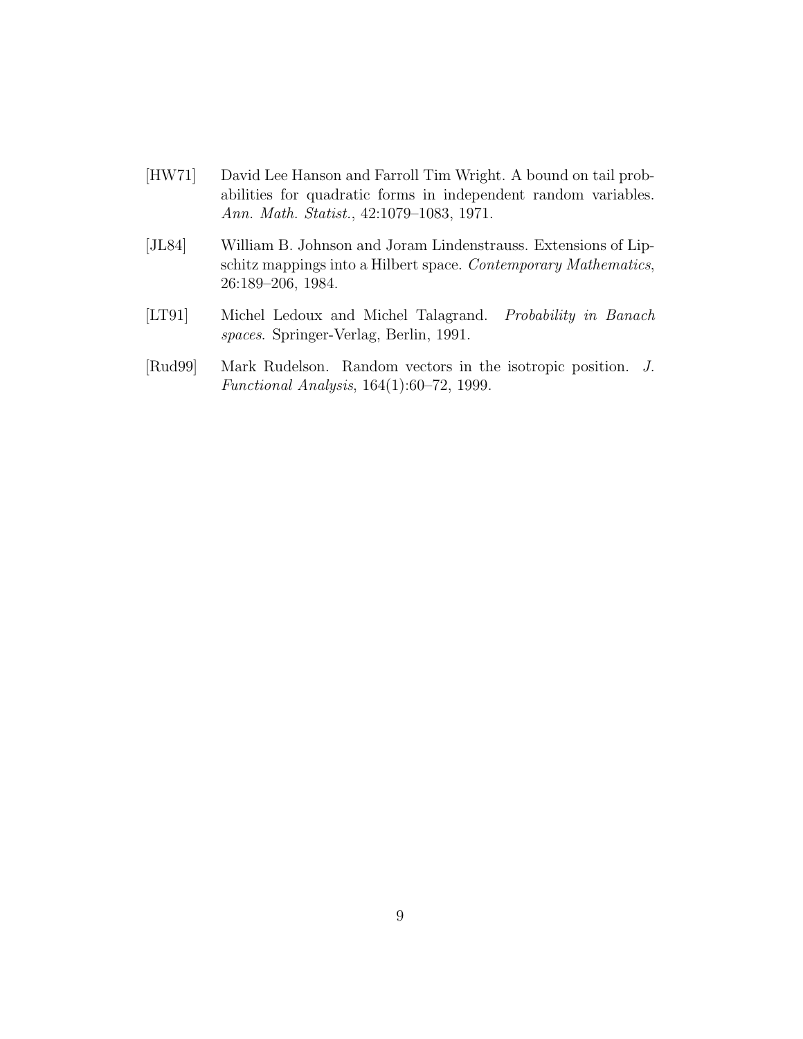[HW71] David Lee Hanson and Farroll Tim Wright. A bound on tail probabilities for quadratic forms in independent random variables. *Ann. Math. Statist.*, 42:1079–1083, 1971.

[JL84] William B. Johnson and Joram Lindenstrauss. Extensions of Lipschitz mappings into a Hilbert space. *Contemporary Mathematics*, 26:189–206, 1984.

[LT91] Michel Ledoux and Michel Talagrand. *Probability in Banach spaces*. Springer-Verlag, Berlin, 1991.

[Rud99] Mark Rudelson. Random vectors in the isotropic position. *J. Functional Analysis*, 164(1):60–72, 1999.